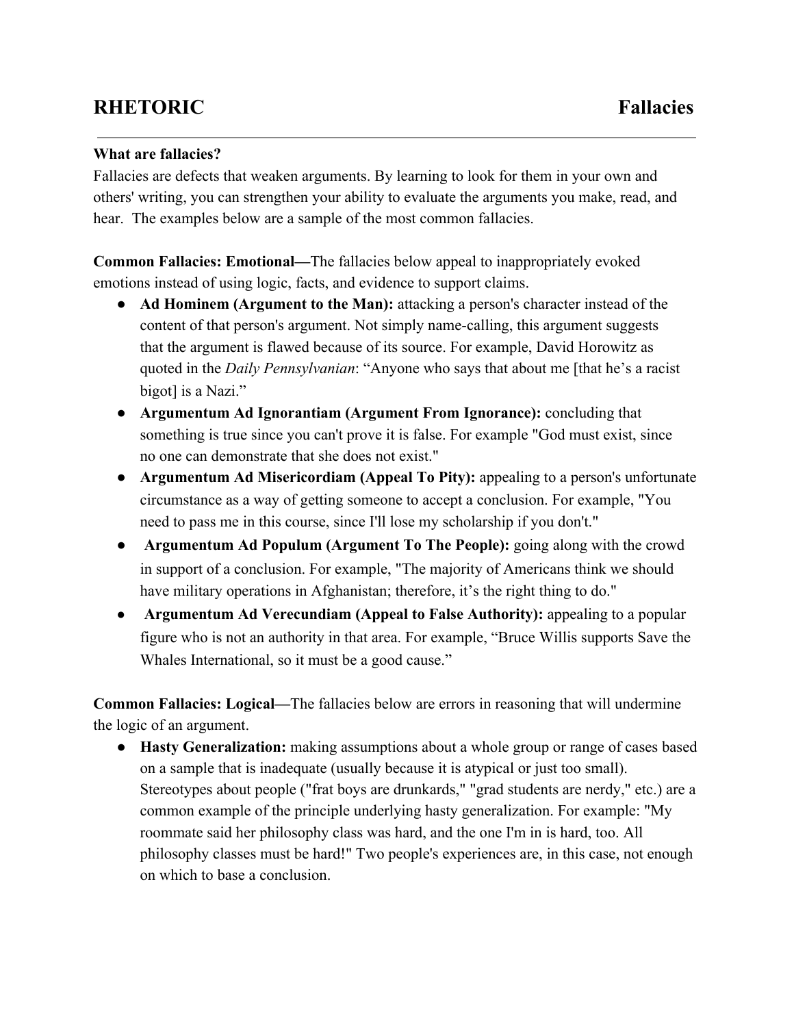# RHETORIC Fallacies

**What are fallacies?**
Fallacies are defects that weaken arguments. By learning to look for them in your own and others' writing, you can strengthen your ability to evaluate the arguments you make, read, and hear. The examples below are a sample of the most common fallacies.

**Common Fallacies: Emotional—**The fallacies below appeal to inappropriately evoked emotions instead of using logic, facts, and evidence to support claims.

- **Ad Hominem (Argument to the Man):** attacking a person's character instead of the content of that person's argument. Not simply name-calling, this argument suggests that the argument is flawed because of its source. For example, David Horowitz as quoted in the *Daily Pennsylvanian*: "Anyone who says that about me [that he's a racist bigot] is a Nazi."
- **Argumentum Ad Ignorantiam (Argument From Ignorance):** concluding that something is true since you can't prove it is false. For example "God must exist, since no one can demonstrate that she does not exist."
- **Argumentum Ad Misericordiam (Appeal To Pity):** appealing to a person's unfortunate circumstance as a way of getting someone to accept a conclusion. For example, "You need to pass me in this course, since I'll lose my scholarship if you don't."
- **Argumentum Ad Populum (Argument To The People):** going along with the crowd in support of a conclusion. For example, "The majority of Americans think we should have military operations in Afghanistan; therefore, it's the right thing to do."
- **Argumentum Ad Verecundiam (Appeal to False Authority):** appealing to a popular figure who is not an authority in that area. For example, "Bruce Willis supports Save the Whales International, so it must be a good cause."

**Common Fallacies: Logical—**The fallacies below are errors in reasoning that will undermine the logic of an argument.

- **Hasty Generalization:** making assumptions about a whole group or range of cases based on a sample that is inadequate (usually because it is atypical or just too small). Stereotypes about people ("frat boys are drunkards," "grad students are nerdy," etc.) are a common example of the principle underlying hasty generalization. For example: "My roommate said her philosophy class was hard, and the one I'm in is hard, too. All philosophy classes must be hard!" Two people's experiences are, in this case, not enough on which to base a conclusion.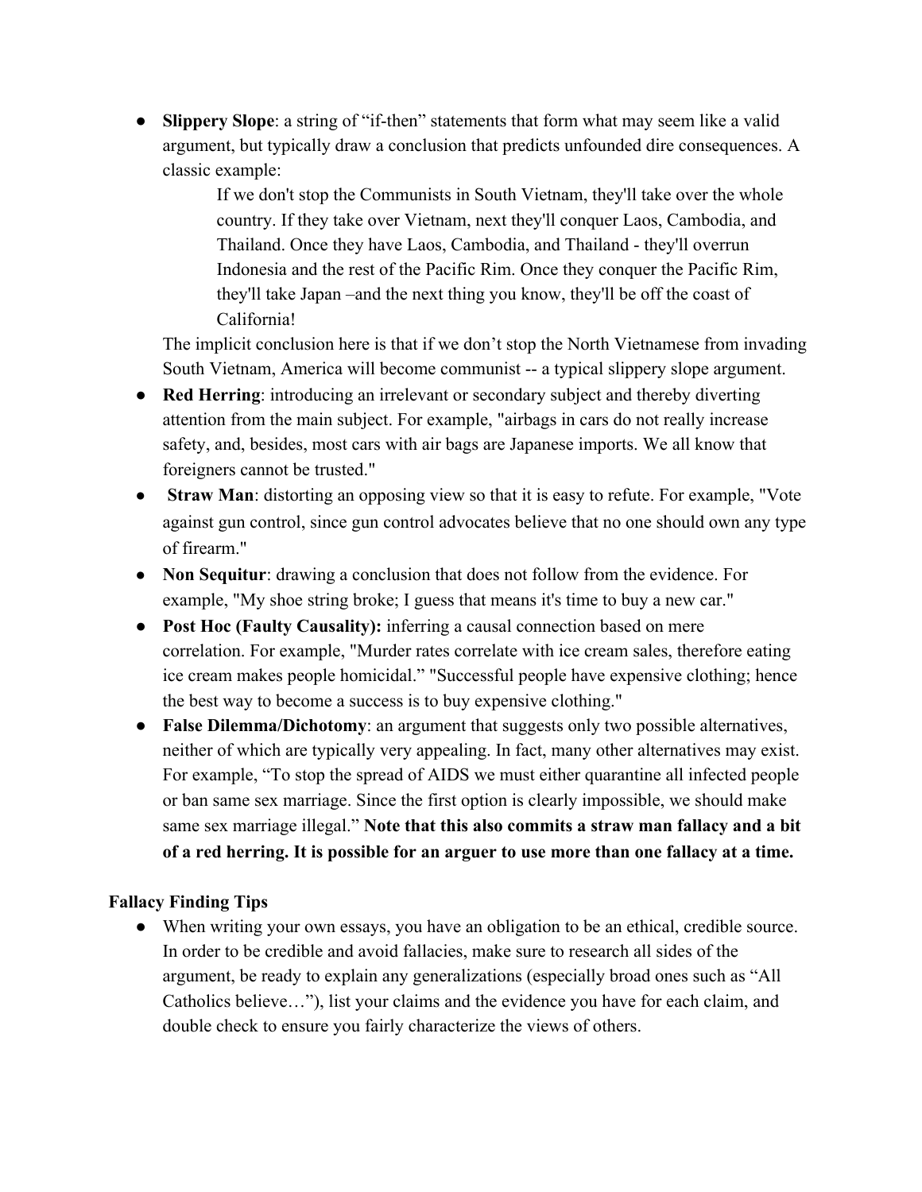- **Slippery Slope**: a string of "if-then" statements that form what may seem like a valid argument, but typically draw a conclusion that predicts unfounded dire consequences. A classic example:

  > If we don't stop the Communists in South Vietnam, they'll take over the whole country. If they take over Vietnam, next they'll conquer Laos, Cambodia, and Thailand. Once they have Laos, Cambodia, and Thailand - they'll overrun Indonesia and the rest of the Pacific Rim. Once they conquer the Pacific Rim, they'll take Japan –and the next thing you know, they'll be off the coast of California!

  The implicit conclusion here is that if we don't stop the North Vietnamese from invading South Vietnam, America will become communist -- a typical slippery slope argument.
- **Red Herring**: introducing an irrelevant or secondary subject and thereby diverting attention from the main subject. For example, "airbags in cars do not really increase safety, and, besides, most cars with air bags are Japanese imports. We all know that foreigners cannot be trusted."
- **Straw Man**: distorting an opposing view so that it is easy to refute. For example, "Vote against gun control, since gun control advocates believe that no one should own any type of firearm."
- **Non Sequitur**: drawing a conclusion that does not follow from the evidence. For example, "My shoe string broke; I guess that means it's time to buy a new car."
- **Post Hoc (Faulty Causality):** inferring a causal connection based on mere correlation. For example, "Murder rates correlate with ice cream sales, therefore eating ice cream makes people homicidal." "Successful people have expensive clothing; hence the best way to become a success is to buy expensive clothing."
- **False Dilemma/Dichotomy**: an argument that suggests only two possible alternatives, neither of which are typically very appealing. In fact, many other alternatives may exist. For example, "To stop the spread of AIDS we must either quarantine all infected people or ban same sex marriage. Since the first option is clearly impossible, we should make same sex marriage illegal." **Note that this also commits a straw man fallacy and a bit of a red herring. It is possible for an arguer to use more than one fallacy at a time.**

**Fallacy Finding Tips**

- When writing your own essays, you have an obligation to be an ethical, credible source. In order to be credible and avoid fallacies, make sure to research all sides of the argument, be ready to explain any generalizations (especially broad ones such as "All Catholics believe…"), list your claims and the evidence you have for each claim, and double check to ensure you fairly characterize the views of others.